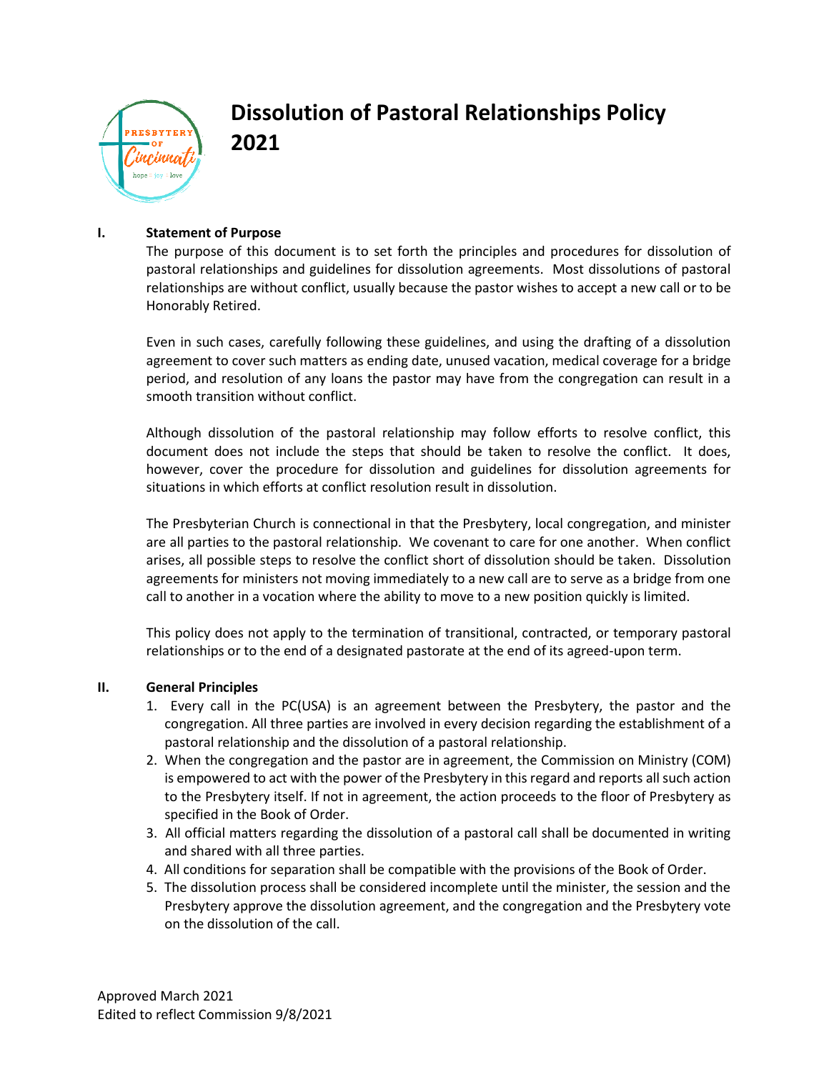# Dissolution of Pastoral Relationships Policy 2021

## I. Statement of Purpose

The purpose of this document is to set forth the principles and procedures for dissolution of pastoral relationships and guidelines for dissolution agreements. Most dissolutions of pastoral relationships are without conflict, usually because the pastor wishes to accept a new call or to be Honorably Retired.

Even in such cases, carefully following these guidelines, and using the drafting of a dissolution agreement to cover such matters as ending date, unused vacation, medical coverage for a bridge period, and resolution of any loans the pastor may have from the congregation can result in a smooth transition without conflict.

Although dissolution of the pastoral relationship may follow efforts to resolve conflict, this document does not include the steps that should be taken to resolve the conflict. It does, however, cover the procedure for dissolution and guidelines for dissolution agreements for situations in which efforts at conflict resolution result in dissolution.

The Presbyterian Church is connectional in that the Presbytery, local congregation, and minister are all parties to the pastoral relationship. We covenant to care for one another. When conflict arises, all possible steps to resolve the conflict short of dissolution should be taken. Dissolution agreements for ministers not moving immediately to a new call are to serve as a bridge from one call to another in a vocation where the ability to move to a new position quickly is limited.

This policy does not apply to the termination of transitional, contracted, or temporary pastoral relationships or to the end of a designated pastorate at the end of its agreed-upon term.

## II. General Principles

1. Every call in the PC(USA) is an agreement between the Presbytery, the pastor and the congregation. All three parties are involved in every decision regarding the establishment of a pastoral relationship and the dissolution of a pastoral relationship.
2. When the congregation and the pastor are in agreement, the Commission on Ministry (COM) is empowered to act with the power of the Presbytery in this regard and reports all such action to the Presbytery itself. If not in agreement, the action proceeds to the floor of Presbytery as specified in the Book of Order.
3. All official matters regarding the dissolution of a pastoral call shall be documented in writing and shared with all three parties.
4. All conditions for separation shall be compatible with the provisions of the Book of Order.
5. The dissolution process shall be considered incomplete until the minister, the session and the Presbytery approve the dissolution agreement, and the congregation and the Presbytery vote on the dissolution of the call.

Approved March 2021
Edited to reflect Commission 9/8/2021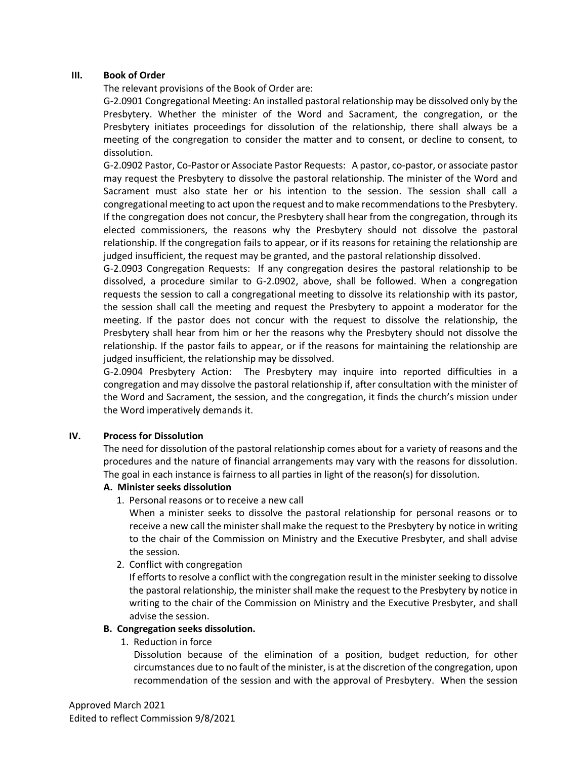## III. Book of Order

The relevant provisions of the Book of Order are:

G-2.0901 Congregational Meeting: An installed pastoral relationship may be dissolved only by the Presbytery. Whether the minister of the Word and Sacrament, the congregation, or the Presbytery initiates proceedings for dissolution of the relationship, there shall always be a meeting of the congregation to consider the matter and to consent, or decline to consent, to dissolution.

G-2.0902 Pastor, Co-Pastor or Associate Pastor Requests: A pastor, co-pastor, or associate pastor may request the Presbytery to dissolve the pastoral relationship. The minister of the Word and Sacrament must also state her or his intention to the session. The session shall call a congregational meeting to act upon the request and to make recommendations to the Presbytery. If the congregation does not concur, the Presbytery shall hear from the congregation, through its elected commissioners, the reasons why the Presbytery should not dissolve the pastoral relationship. If the congregation fails to appear, or if its reasons for retaining the relationship are judged insufficient, the request may be granted, and the pastoral relationship dissolved.

G-2.0903 Congregation Requests: If any congregation desires the pastoral relationship to be dissolved, a procedure similar to G-2.0902, above, shall be followed. When a congregation requests the session to call a congregational meeting to dissolve its relationship with its pastor, the session shall call the meeting and request the Presbytery to appoint a moderator for the meeting. If the pastor does not concur with the request to dissolve the relationship, the Presbytery shall hear from him or her the reasons why the Presbytery should not dissolve the relationship. If the pastor fails to appear, or if the reasons for maintaining the relationship are judged insufficient, the relationship may be dissolved.

G-2.0904 Presbytery Action: The Presbytery may inquire into reported difficulties in a congregation and may dissolve the pastoral relationship if, after consultation with the minister of the Word and Sacrament, the session, and the congregation, it finds the church's mission under the Word imperatively demands it.

## IV. Process for Dissolution

The need for dissolution of the pastoral relationship comes about for a variety of reasons and the procedures and the nature of financial arrangements may vary with the reasons for dissolution. The goal in each instance is fairness to all parties in light of the reason(s) for dissolution.

### A. Minister seeks dissolution

1. Personal reasons or to receive a new call

   When a minister seeks to dissolve the pastoral relationship for personal reasons or to receive a new call the minister shall make the request to the Presbytery by notice in writing to the chair of the Commission on Ministry and the Executive Presbyter, and shall advise the session.

2. Conflict with congregation

   If efforts to resolve a conflict with the congregation result in the minister seeking to dissolve the pastoral relationship, the minister shall make the request to the Presbytery by notice in writing to the chair of the Commission on Ministry and the Executive Presbyter, and shall advise the session.

### B. Congregation seeks dissolution.

1. Reduction in force

   Dissolution because of the elimination of a position, budget reduction, for other circumstances due to no fault of the minister, is at the discretion of the congregation, upon recommendation of the session and with the approval of Presbytery. When the session

Approved March 2021
Edited to reflect Commission 9/8/2021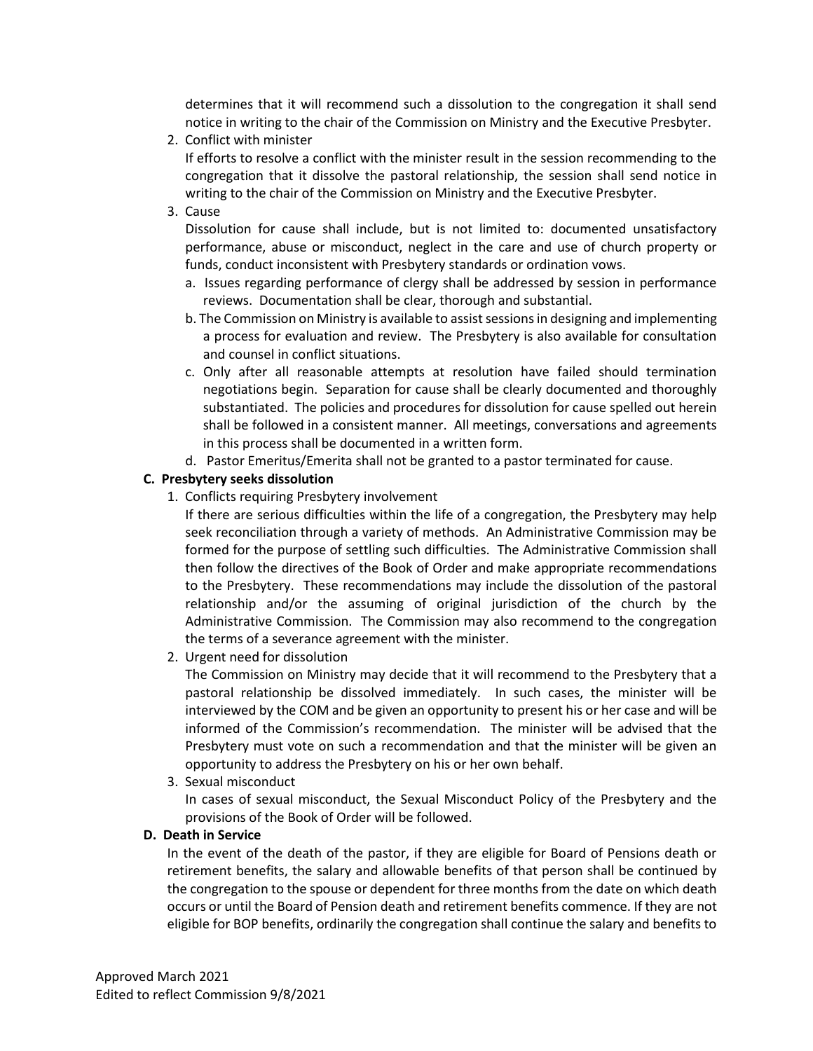determines that it will recommend such a dissolution to the congregation it shall send notice in writing to the chair of the Commission on Ministry and the Executive Presbyter.

2. Conflict with minister

   If efforts to resolve a conflict with the minister result in the session recommending to the congregation that it dissolve the pastoral relationship, the session shall send notice in writing to the chair of the Commission on Ministry and the Executive Presbyter.

3. Cause

   Dissolution for cause shall include, but is not limited to: documented unsatisfactory performance, abuse or misconduct, neglect in the care and use of church property or funds, conduct inconsistent with Presbytery standards or ordination vows.

   a. Issues regarding performance of clergy shall be addressed by session in performance reviews. Documentation shall be clear, thorough and substantial.
   b. The Commission on Ministry is available to assist sessions in designing and implementing a process for evaluation and review. The Presbytery is also available for consultation and counsel in conflict situations.
   c. Only after all reasonable attempts at resolution have failed should termination negotiations begin. Separation for cause shall be clearly documented and thoroughly substantiated. The policies and procedures for dissolution for cause spelled out herein shall be followed in a consistent manner. All meetings, conversations and agreements in this process shall be documented in a written form.
   d. Pastor Emeritus/Emerita shall not be granted to a pastor terminated for cause.

**C. Presbytery seeks dissolution**

1. Conflicts requiring Presbytery involvement

   If there are serious difficulties within the life of a congregation, the Presbytery may help seek reconciliation through a variety of methods. An Administrative Commission may be formed for the purpose of settling such difficulties. The Administrative Commission shall then follow the directives of the Book of Order and make appropriate recommendations to the Presbytery. These recommendations may include the dissolution of the pastoral relationship and/or the assuming of original jurisdiction of the church by the Administrative Commission. The Commission may also recommend to the congregation the terms of a severance agreement with the minister.

2. Urgent need for dissolution

   The Commission on Ministry may decide that it will recommend to the Presbytery that a pastoral relationship be dissolved immediately. In such cases, the minister will be interviewed by the COM and be given an opportunity to present his or her case and will be informed of the Commission's recommendation. The minister will be advised that the Presbytery must vote on such a recommendation and that the minister will be given an opportunity to address the Presbytery on his or her own behalf.

3. Sexual misconduct

   In cases of sexual misconduct, the Sexual Misconduct Policy of the Presbytery and the provisions of the Book of Order will be followed.

**D. Death in Service**

In the event of the death of the pastor, if they are eligible for Board of Pensions death or retirement benefits, the salary and allowable benefits of that person shall be continued by the congregation to the spouse or dependent for three months from the date on which death occurs or until the Board of Pension death and retirement benefits commence. If they are not eligible for BOP benefits, ordinarily the congregation shall continue the salary and benefits to

Approved March 2021
Edited to reflect Commission 9/8/2021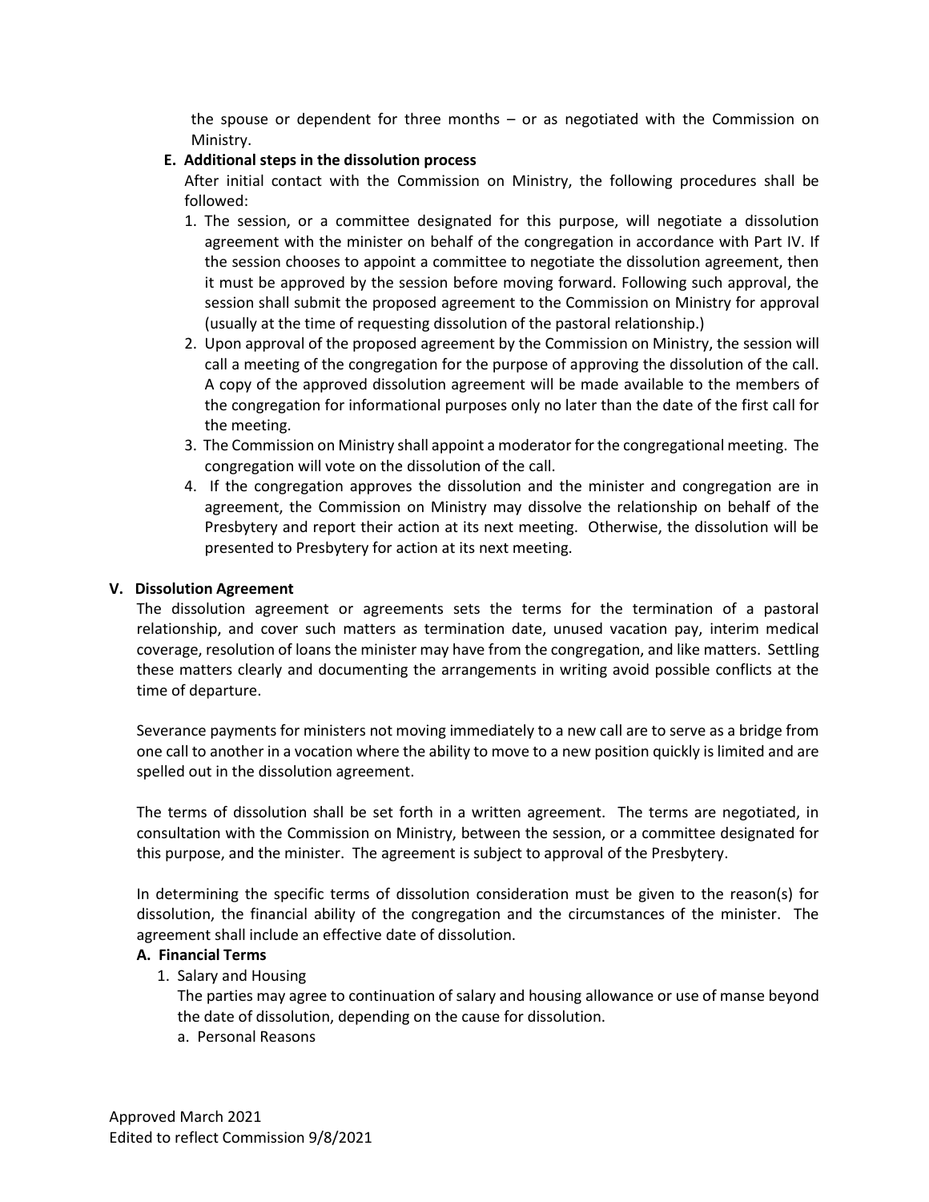the spouse or dependent for three months – or as negotiated with the Commission on Ministry.

**E. Additional steps in the dissolution process**

After initial contact with the Commission on Ministry, the following procedures shall be followed:

1. The session, or a committee designated for this purpose, will negotiate a dissolution agreement with the minister on behalf of the congregation in accordance with Part IV. If the session chooses to appoint a committee to negotiate the dissolution agreement, then it must be approved by the session before moving forward. Following such approval, the session shall submit the proposed agreement to the Commission on Ministry for approval (usually at the time of requesting dissolution of the pastoral relationship.)
2. Upon approval of the proposed agreement by the Commission on Ministry, the session will call a meeting of the congregation for the purpose of approving the dissolution of the call. A copy of the approved dissolution agreement will be made available to the members of the congregation for informational purposes only no later than the date of the first call for the meeting.
3. The Commission on Ministry shall appoint a moderator for the congregational meeting. The congregation will vote on the dissolution of the call.
4. If the congregation approves the dissolution and the minister and congregation are in agreement, the Commission on Ministry may dissolve the relationship on behalf of the Presbytery and report their action at its next meeting. Otherwise, the dissolution will be presented to Presbytery for action at its next meeting.

## V. Dissolution Agreement

The dissolution agreement or agreements sets the terms for the termination of a pastoral relationship, and cover such matters as termination date, unused vacation pay, interim medical coverage, resolution of loans the minister may have from the congregation, and like matters. Settling these matters clearly and documenting the arrangements in writing avoid possible conflicts at the time of departure.

Severance payments for ministers not moving immediately to a new call are to serve as a bridge from one call to another in a vocation where the ability to move to a new position quickly is limited and are spelled out in the dissolution agreement.

The terms of dissolution shall be set forth in a written agreement. The terms are negotiated, in consultation with the Commission on Ministry, between the session, or a committee designated for this purpose, and the minister. The agreement is subject to approval of the Presbytery.

In determining the specific terms of dissolution consideration must be given to the reason(s) for dissolution, the financial ability of the congregation and the circumstances of the minister. The agreement shall include an effective date of dissolution.

**A. Financial Terms**

1. Salary and Housing

   The parties may agree to continuation of salary and housing allowance or use of manse beyond the date of dissolution, depending on the cause for dissolution.

   a. Personal Reasons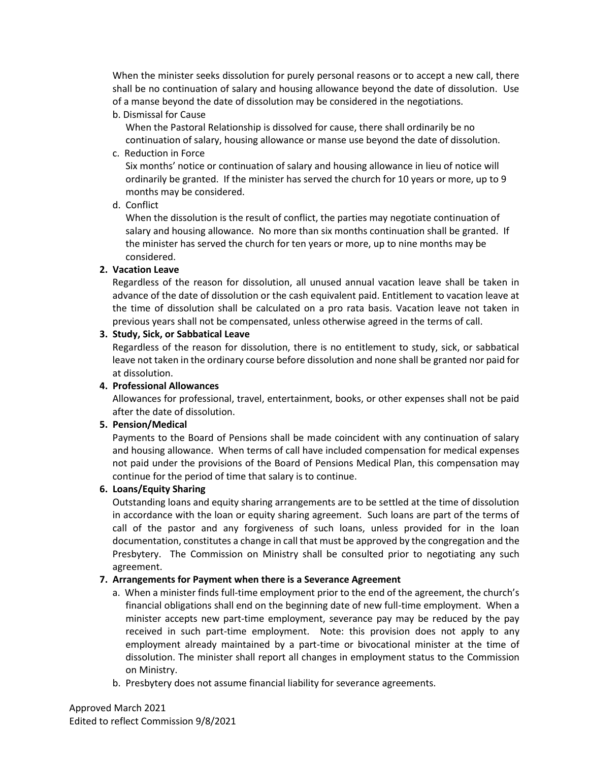When the minister seeks dissolution for purely personal reasons or to accept a new call, there shall be no continuation of salary and housing allowance beyond the date of dissolution. Use of a manse beyond the date of dissolution may be considered in the negotiations.

b. Dismissal for Cause

When the Pastoral Relationship is dissolved for cause, there shall ordinarily be no continuation of salary, housing allowance or manse use beyond the date of dissolution.

c. Reduction in Force

Six months' notice or continuation of salary and housing allowance in lieu of notice will ordinarily be granted. If the minister has served the church for 10 years or more, up to 9 months may be considered.

d. Conflict

When the dissolution is the result of conflict, the parties may negotiate continuation of salary and housing allowance. No more than six months continuation shall be granted. If the minister has served the church for ten years or more, up to nine months may be considered.

**2. Vacation Leave**

Regardless of the reason for dissolution, all unused annual vacation leave shall be taken in advance of the date of dissolution or the cash equivalent paid. Entitlement to vacation leave at the time of dissolution shall be calculated on a pro rata basis. Vacation leave not taken in previous years shall not be compensated, unless otherwise agreed in the terms of call.

**3. Study, Sick, or Sabbatical Leave**

Regardless of the reason for dissolution, there is no entitlement to study, sick, or sabbatical leave not taken in the ordinary course before dissolution and none shall be granted nor paid for at dissolution.

**4. Professional Allowances**

Allowances for professional, travel, entertainment, books, or other expenses shall not be paid after the date of dissolution.

**5. Pension/Medical**

Payments to the Board of Pensions shall be made coincident with any continuation of salary and housing allowance. When terms of call have included compensation for medical expenses not paid under the provisions of the Board of Pensions Medical Plan, this compensation may continue for the period of time that salary is to continue.

**6. Loans/Equity Sharing**

Outstanding loans and equity sharing arrangements are to be settled at the time of dissolution in accordance with the loan or equity sharing agreement. Such loans are part of the terms of call of the pastor and any forgiveness of such loans, unless provided for in the loan documentation, constitutes a change in call that must be approved by the congregation and the Presbytery. The Commission on Ministry shall be consulted prior to negotiating any such agreement.

**7. Arrangements for Payment when there is a Severance Agreement**

a. When a minister finds full-time employment prior to the end of the agreement, the church's financial obligations shall end on the beginning date of new full-time employment. When a minister accepts new part-time employment, severance pay may be reduced by the pay received in such part-time employment. Note: this provision does not apply to any employment already maintained by a part-time or bivocational minister at the time of dissolution. The minister shall report all changes in employment status to the Commission on Ministry.

b. Presbytery does not assume financial liability for severance agreements.

Approved March 2021
Edited to reflect Commission 9/8/2021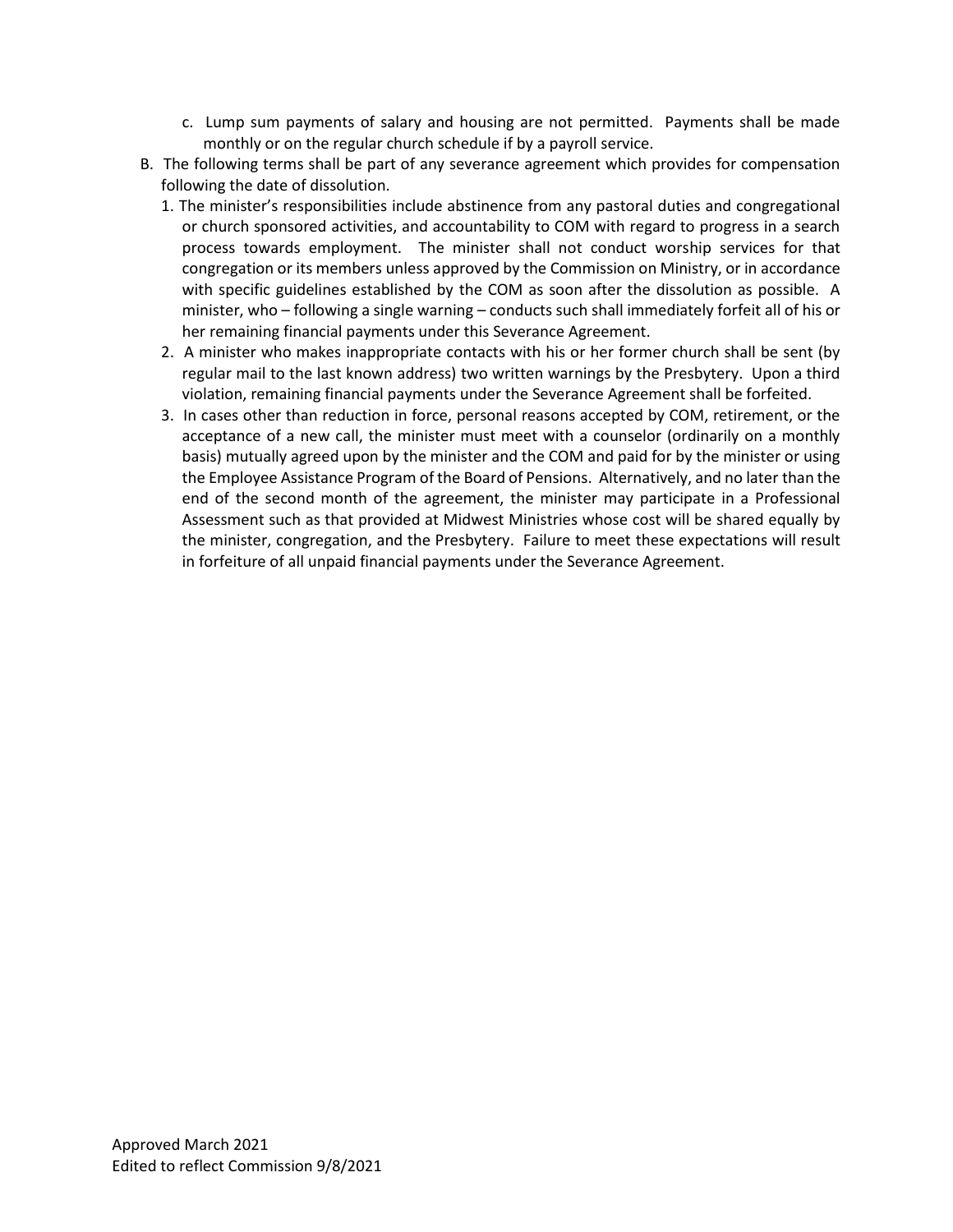c. Lump sum payments of salary and housing are not permitted. Payments shall be made monthly or on the regular church schedule if by a payroll service.

B. The following terms shall be part of any severance agreement which provides for compensation following the date of dissolution.

1. The minister's responsibilities include abstinence from any pastoral duties and congregational or church sponsored activities, and accountability to COM with regard to progress in a search process towards employment. The minister shall not conduct worship services for that congregation or its members unless approved by the Commission on Ministry, or in accordance with specific guidelines established by the COM as soon after the dissolution as possible. A minister, who – following a single warning – conducts such shall immediately forfeit all of his or her remaining financial payments under this Severance Agreement.
2. A minister who makes inappropriate contacts with his or her former church shall be sent (by regular mail to the last known address) two written warnings by the Presbytery. Upon a third violation, remaining financial payments under the Severance Agreement shall be forfeited.
3. In cases other than reduction in force, personal reasons accepted by COM, retirement, or the acceptance of a new call, the minister must meet with a counselor (ordinarily on a monthly basis) mutually agreed upon by the minister and the COM and paid for by the minister or using the Employee Assistance Program of the Board of Pensions. Alternatively, and no later than the end of the second month of the agreement, the minister may participate in a Professional Assessment such as that provided at Midwest Ministries whose cost will be shared equally by the minister, congregation, and the Presbytery. Failure to meet these expectations will result in forfeiture of all unpaid financial payments under the Severance Agreement.

Approved March 2021
Edited to reflect Commission 9/8/2021